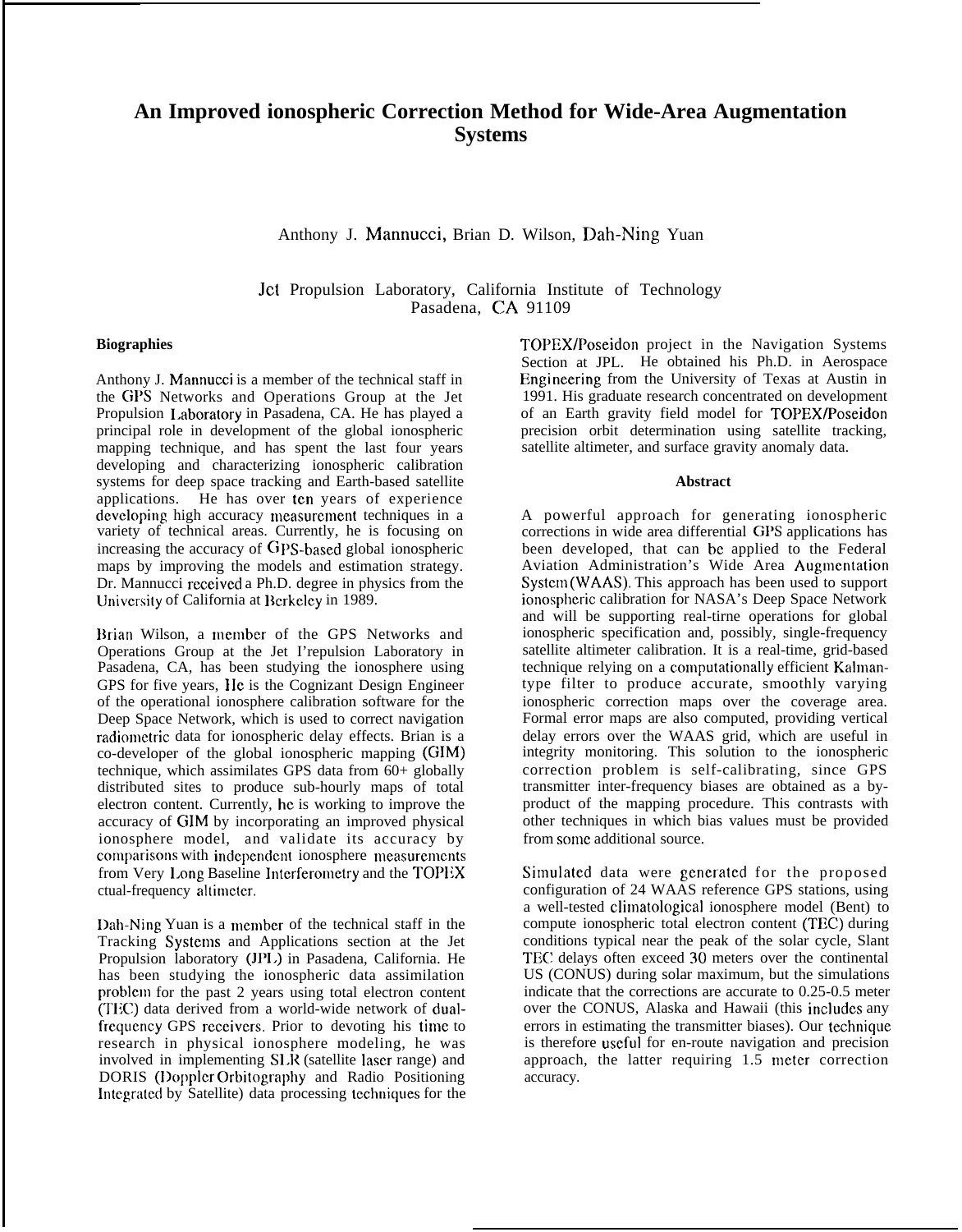# An Improved ionospheric Correction Method for Wide-Area Augmentation Systems

Anthony J. Mannucci, Brian D. Wilson, Dah-Ning Yuan

Jet Propulsion Laboratory, California Institute of Technology
Pasadena, CA 91109

## Biographies

Anthony J. Mannucci is a member of the technical staff in the GPS Networks and Operations Group at the Jet Propulsion Laboratory in Pasadena, CA. He has played a principal role in development of the global ionospheric mapping technique, and has spent the last four years developing and characterizing ionospheric calibration systems for deep space tracking and Earth-based satellite applications. He has over ten years of experience developing high accuracy measurement techniques in a variety of technical areas. Currently, he is focusing on increasing the accuracy of GPS-based global ionospheric maps by improving the models and estimation strategy. Dr. Mannucci received a Ph.D. degree in physics from the University of California at Berkeley in 1989.

Brian Wilson, a member of the GPS Networks and Operations Group at the Jet I'repulsion Laboratory in Pasadena, CA, has been studying the ionosphere using GPS for five years, He is the Cognizant Design Engineer of the operational ionosphere calibration software for the Deep Space Network, which is used to correct navigation radiometric data for ionospheric delay effects. Brian is a co-developer of the global ionospheric mapping (GIM) technique, which assimilates GPS data from 60+ globally distributed sites to produce sub-hourly maps of total electron content. Currently, he is working to improve the accuracy of GIM by incorporating an improved physical ionosphere model, and validate its accuracy by comparisons with independent ionosphere measurements from Very Long Baseline Interferometry and the TOPEX ctual-frequency altimeter.

Dah-Ning Yuan is a member of the technical staff in the Tracking Systems and Applications section at the Jet Propulsion laboratory (JPL) in Pasadena, California. He has been studying the ionospheric data assimilation problem for the past 2 years using total electron content (TEC) data derived from a world-wide network of dual-frequency GPS receivers. Prior to devoting his time to research in physical ionosphere modeling, he was involved in implementing SLR (satellite laser range) and DORIS (Doppler Orbitography and Radio Positioning Integrated by Satellite) data processing techniques for the TOPEX/Poseidon project in the Navigation Systems Section at JPL. He obtained his Ph.D. in Aerospace Engineering from the University of Texas at Austin in 1991. His graduate research concentrated on development of an Earth gravity field model for TOPEX/Poseidon precision orbit determination using satellite tracking, satellite altimeter, and surface gravity anomaly data.

## Abstract

A powerful approach for generating ionospheric corrections in wide area differential GPS applications has been developed, that can be applied to the Federal Aviation Administration's Wide Area Augmentation System (WAAS). This approach has been used to support ionospheric calibration for NASA's Deep Space Network and will be supporting real-tirne operations for global ionospheric specification and, possibly, single-frequency satellite altimeter calibration. It is a real-time, grid-based technique relying on a computationally efficient Kalman-type filter to produce accurate, smoothly varying ionospheric correction maps over the coverage area. Formal error maps are also computed, providing vertical delay errors over the WAAS grid, which are useful in integrity monitoring. This solution to the ionospheric correction problem is self-calibrating, since GPS transmitter inter-frequency biases are obtained as a by-product of the mapping procedure. This contrasts with other techniques in which bias values must be provided from some additional source.

Simulated data were generated for the proposed configuration of 24 WAAS reference GPS stations, using a well-tested climatological ionosphere model (Bent) to compute ionospheric total electron content (TEC) during conditions typical near the peak of the solar cycle, Slant TEC delays often exceed 30 meters over the continental US (CONUS) during solar maximum, but the simulations indicate that the corrections are accurate to 0.25-0.5 meter over the CONUS, Alaska and Hawaii (this includes any errors in estimating the transmitter biases). Our technique is therefore useful for en-route navigation and precision approach, the latter requiring 1.5 meter correction accuracy.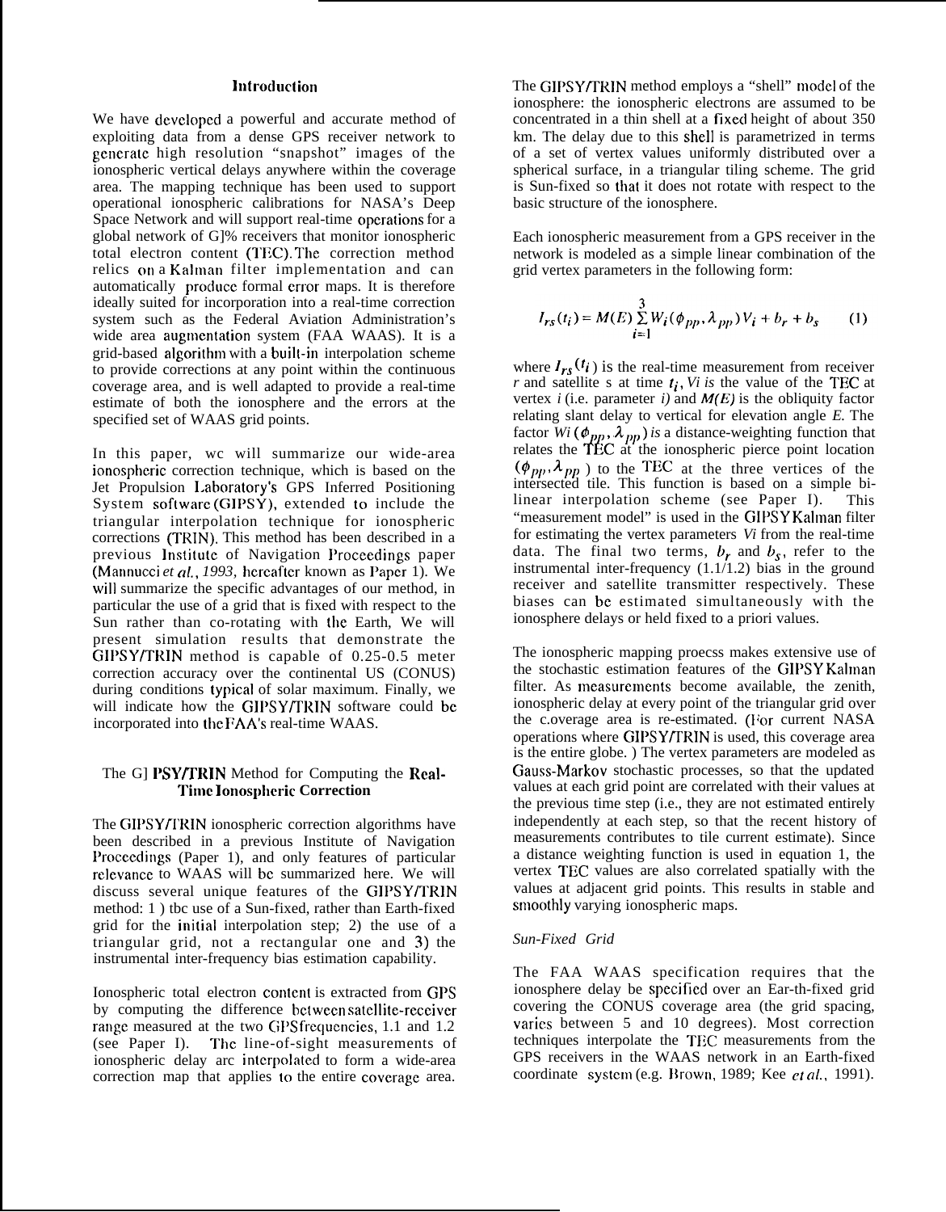## Introduction

We have developed a powerful and accurate method of exploiting data from a dense GPS receiver network to generate high resolution "snapshot" images of the ionospheric vertical delays anywhere within the coverage area. The mapping technique has been used to support operational ionospheric calibrations for NASA's Deep Space Network and will support real-time operations for a global network of G]% receivers that monitor ionospheric total electron content (TEC). The correction method relics on a Kalman filter implementation and can automatically produce formal error maps. It is therefore ideally suited for incorporation into a real-time correction system such as the Federal Aviation Administration's wide area augmentation system (FAA WAAS). It is a grid-based algorithm with a built-in interpolation scheme to provide corrections at any point within the continuous coverage area, and is well adapted to provide a real-time estimate of both the ionosphere and the errors at the specified set of WAAS grid points.

In this paper, wc will summarize our wide-area ionospheric correction technique, which is based on the Jet Propulsion Laboratory's GPS Inferred Positioning System software (GIPSY), extended to include the triangular interpolation technique for ionospheric corrections (TRIN). This method has been described in a previous Institute of Navigation Proceedings paper (Mannucci *et al.*, *1993,* hereafter known as Paper 1). We will summarize the specific advantages of our method, in particular the use of a grid that is fixed with respect to the Sun rather than co-rotating with the Earth, We will present simulation results that demonstrate the GIPSY/TRIN method is capable of 0.25-0.5 meter correction accuracy over the continental US (CONUS) during conditions typical of solar maximum. Finally, we will indicate how the GIPSY/TRIN software could be incorporated into the FAA's real-time WAAS.

## The G] PSY/TRIN Method for Computing the Real-Time Ionospheric Correction

The GIPSY/TRIN ionospheric correction algorithms have been described in a previous Institute of Navigation Proceedings (Paper 1), and only features of particular relevance to WAAS will be summarized here. We will discuss several unique features of the GIPSY/TRIN method: 1 ) tbc use of a Sun-fixed, rather than Earth-fixed grid for the initial interpolation step; 2) the use of a triangular grid, not a rectangular one and 3) the instrumental inter-frequency bias estimation capability.

Ionospheric total electron content is extracted from GPS by computing the difference between satellite-receiver range measured at the two GPS frequencies, 1.1 and 1.2 (see Paper I). The line-of-sight measurements of ionospheric delay arc interpolated to form a wide-area correction map that applies to the entire coverage area.

The GIPSY/TRIN method employs a "shell" model of the ionosphere: the ionospheric electrons are assumed to be concentrated in a thin shell at a fixed height of about 350 km. The delay due to this shell is parametrized in terms of a set of vertex values uniformly distributed over a spherical surface, in a triangular tiling scheme. The grid is Sun-fixed so that it does not rotate with respect to the basic structure of the ionosphere.

Each ionospheric measurement from a GPS receiver in the network is modeled as a simple linear combination of the grid vertex parameters in the following form:

$$I_{rs}(t_i) = M(E)\sum_{i=1}^{3} W_i(\phi_{pp}, \lambda_{pp})V_i + b_r + b_s \qquad (1)$$

where $I_{rs}(t_i)$ is the real-time measurement from receiver *r* and satellite s at time $t_i$, *Vi is* the value of the TEC at vertex *i* (i.e. parameter *i)* and *M(E)* is the obliquity factor relating slant delay to vertical for elevation angle *E.* The factor *Wi* $(\phi_{pp}, \lambda_{pp})$ *is* a distance-weighting function that relates the TEC at the ionospheric pierce point location $(\phi_{pp}, \lambda_{pp})$ to the TEC at the three vertices of the intersected tile. This function is based on a simple bi-linear interpolation scheme (see Paper I). This "measurement model" is used in the GIPSY Kalman filter for estimating the vertex parameters *Vi* from the real-time data. The final two terms, $b_r$ and $b_s$, refer to the instrumental inter-frequency (1.1/1.2) bias in the ground receiver and satellite transmitter respectively. These biases can be estimated simultaneously with the ionosphere delays or held fixed to a priori values.

The ionospheric mapping proecss makes extensive use of the stochastic estimation features of the GIPSY Kalman filter. As measurements become available, the zenith, ionospheric delay at every point of the triangular grid over the c.overage area is re-estimated. (For current NASA operations where GIPSY/TRIN is used, this coverage area is the entire globe. ) The vertex parameters are modeled as Gauss-Markov stochastic processes, so that the updated values at each grid point are correlated with their values at the previous time step (i.e., they are not estimated entirely independently at each step, so that the recent history of measurements contributes to tile current estimate). Since a distance weighting function is used in equation 1, the vertex TEC values are also correlated spatially with the values at adjacent grid points. This results in stable and smoothly varying ionospheric maps.

### *Sun-Fixed Grid*

The FAA WAAS specification requires that the ionosphere delay be specified over an Ear-th-fixed grid covering the CONUS coverage area (the grid spacing, varies between 5 and 10 degrees). Most correction techniques interpolate the TEC measurements from the GPS receivers in the WAAS network in an Earth-fixed coordinate system (e.g. Brown, 1989; Kee *et al.*, 1991).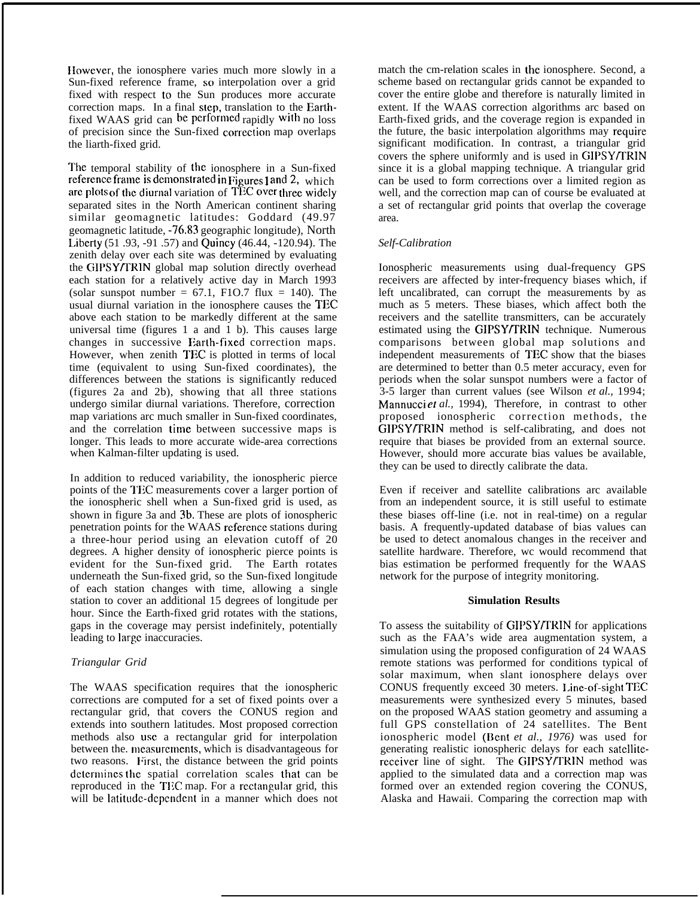However, the ionosphere varies much more slowly in a Sun-fixed reference frame, so interpolation over a grid fixed with respect to the Sun produces more accurate correction maps. In a final step, translation to the Earth-fixed WAAS grid can be performed rapidly with no loss of precision since the Sun-fixed correction map overlaps the Earth-fixed grid.

The temporal stability of the ionosphere in a Sun-fixed reference frame is demonstrated in Figures 1 and 2, which are plots of the diurnal variation of TEC over three widely separated sites in the North American continent sharing similar geomagnetic latitudes: Goddard (49.97 geomagnetic latitude, -76.83 geographic longitude), North Liberty (51.93, -91.57) and Quincy (46.44, -120.94). The zenith delay over each site was determined by evaluating the GIPSY/TRIN global map solution directly overhead each station for a relatively active day in March 1993 (solar sunspot number = 67.1, F10.7 flux = 140). The usual diurnal variation in the ionosphere causes the TEC above each station to be markedly different at the same universal time (figures 1 a and 1 b). This causes large changes in successive Earth-fixed correction maps. However, when zenith TEC is plotted in terms of local time (equivalent to using Sun-fixed coordinates), the differences between the stations is significantly reduced (figures 2a and 2b), showing that all three stations undergo similar diurnal variations. Therefore, correction map variations are much smaller in Sun-fixed coordinates, and the correlation time between successive maps is longer. This leads to more accurate wide-area corrections when Kalman-filter updating is used.

In addition to reduced variability, the ionospheric pierce points of the TEC measurements cover a larger portion of the ionospheric shell when a Sun-fixed grid is used, as shown in figure 3a and 3b. These are plots of ionospheric penetration points for the WAAS reference stations during a three-hour period using an elevation cutoff of 20 degrees. A higher density of ionospheric pierce points is evident for the Sun-fixed grid. The Earth rotates underneath the Sun-fixed grid, so the Sun-fixed longitude of each station changes with time, allowing a single station to cover an additional 15 degrees of longitude per hour. Since the Earth-fixed grid rotates with the stations, gaps in the coverage may persist indefinitely, potentially leading to large inaccuracies.

*Triangular Grid*

The WAAS specification requires that the ionospheric corrections are computed for a set of fixed points over a rectangular grid, that covers the CONUS region and extends into southern latitudes. Most proposed correction methods also use a rectangular grid for interpolation between the. measurements, which is disadvantageous for two reasons. First, the distance between the grid points determines the spatial correlation scales that can be reproduced in the TEC map. For a rectangular grid, this will be latitude-dependent in a manner which does not match the cm-relation scales in the ionosphere. Second, a scheme based on rectangular grids cannot be expanded to cover the entire globe and therefore is naturally limited in extent. If the WAAS correction algorithms are based on Earth-fixed grids, and the coverage region is expanded in the future, the basic interpolation algorithms may require significant modification. In contrast, a triangular grid covers the sphere uniformly and is used in GIPSY/TRIN since it is a global mapping technique. A triangular grid can be used to form corrections over a limited region as well, and the correction map can of course be evaluated at a set of rectangular grid points that overlap the coverage area.

*Self-Calibration*

Ionospheric measurements using dual-frequency GPS receivers are affected by inter-frequency biases which, if left uncalibrated, can corrupt the measurements by as much as 5 meters. These biases, which affect both the receivers and the satellite transmitters, can be accurately estimated using the GIPSY/TRIN technique. Numerous comparisons between global map solutions and independent measurements of TEC show that the biases are determined to better than 0.5 meter accuracy, even for periods when the solar sunspot numbers were a factor of 3-5 larger than current values (see Wilson *et al.,* 1994; Mannucci *et al.,* 1994), Therefore, in contrast to other proposed ionospheric correction methods, the GIPSY/TRIN method is self-calibrating, and does not require that biases be provided from an external source. However, should more accurate bias values be available, they can be used to directly calibrate the data.

Even if receiver and satellite calibrations are available from an independent source, it is still useful to estimate these biases off-line (i.e. not in real-time) on a regular basis. A frequently-updated database of bias values can be used to detect anomalous changes in the receiver and satellite hardware. Therefore, we would recommend that bias estimation be performed frequently for the WAAS network for the purpose of integrity monitoring.

**Simulation Results**

To assess the suitability of GIPSY/TRIN for applications such as the FAA's wide area augmentation system, a simulation using the proposed configuration of 24 WAAS remote stations was performed for conditions typical of solar maximum, when slant ionosphere delays over CONUS frequently exceed 30 meters. Line-of-sight TEC measurements were synthesized every 5 minutes, based on the proposed WAAS station geometry and assuming a full GPS constellation of 24 satellites. The Bent ionospheric model (Bent *et al., 1976)* was used for generating realistic ionospheric delays for each satellite-receiver line of sight. The GIPSY/TRIN method was applied to the simulated data and a correction map was formed over an extended region covering the CONUS, Alaska and Hawaii. Comparing the correction map with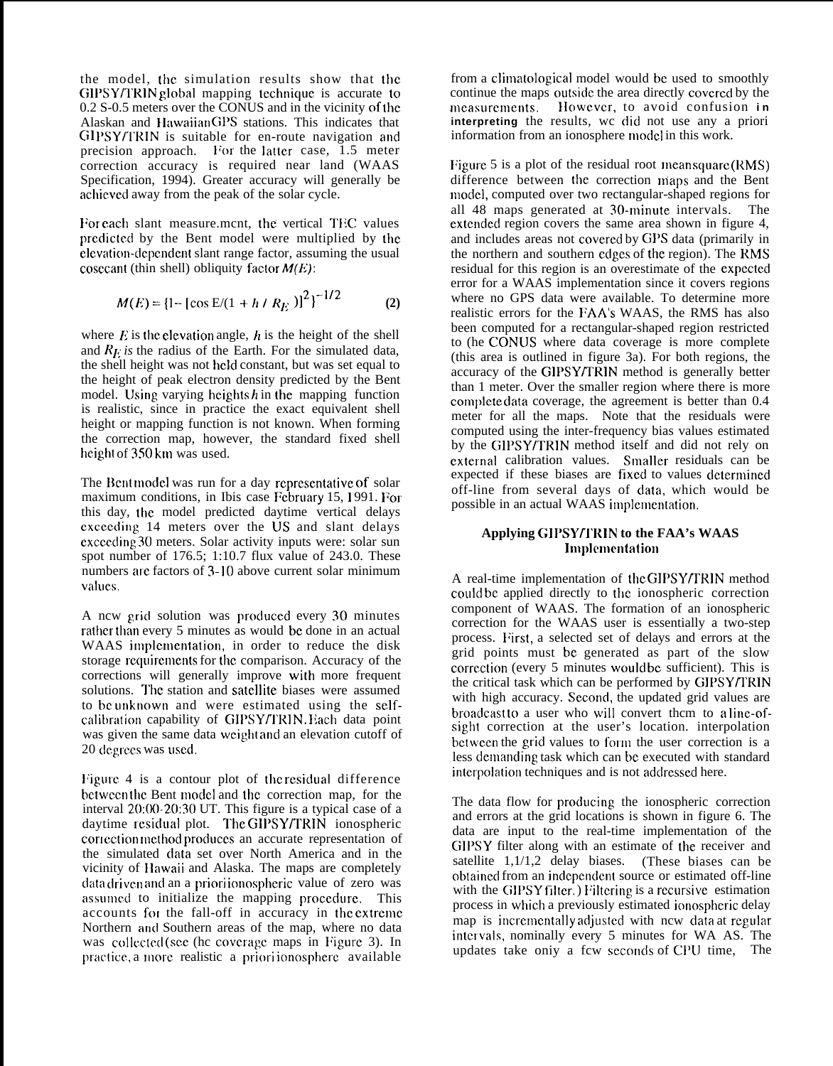the model, the simulation results show that the GIPSY/TRIN global mapping technique is accurate to 0.2 S-0.5 meters over the CONUS and in the vicinity of the Alaskan and Hawaiian GPS stations. This indicates that GIPSY/TRIN is suitable for en-route navigation and precision approach. For the latter case, 1.5 meter correction accuracy is required near land (WAAS Specification, 1994). Greater accuracy will generally be achieved away from the peak of the solar cycle.

For each slant measure.mcnt, the vertical TEC values predicted by the Bent model were multiplied by the elevation-dependent slant range factor, assuming the usual cosecant (thin shell) obliquity factor $M(E)$:

$$M(E) = \{1 - [\cos E/(1 + h / R_E)]^2\}^{-1/2} \qquad \textbf{(2)}$$

where $E$ is the elevation angle, $h$ is the height of the shell and $R_E$ *is* the radius of the Earth. For the simulated data, the shell height was not held constant, but was set equal to the height of peak electron density predicted by the Bent model. Using varying heights $h$ in the mapping function is realistic, since in practice the exact equivalent shell height or mapping function is not known. When forming the correction map, however, the standard fixed shell height of 350 km was used.

The Bent model was run for a day representative of solar maximum conditions, in Ibis case February 15, 1991. For this day, the model predicted daytime vertical delays exceeding 14 meters over the US and slant delays exceeding 30 meters. Solar activity inputs were: solar sun spot number of 176.5; 1:10.7 flux value of 243.0. These numbers are factors of 3-10 above current solar minimum values.

A new grid solution was produced every 30 minutes rather than every 5 minutes as would be done in an actual WAAS implementation, in order to reduce the disk storage requirements for the comparison. Accuracy of the corrections will generally improve with more frequent solutions. The station and satellite biases were assumed to be unknown and were estimated using the self-calibration capability of GIPSY/TRIN. Each data point was given the same data weight and an elevation cutoff of 20 degrees was used.

Figure 4 is a contour plot of the residual difference between the Bent model and the correction map, for the interval 20:00-20:30 UT. This figure is a typical case of a daytime residual plot. The GIPSY/TRIN ionospheric correction method produces an accurate representation of the simulated data set over North America and in the vicinity of Hawaii and Alaska. The maps are completely data driven and an a priori ionospheric value of zero was assumed to initialize the mapping procedure. This accounts for the fall-off in accuracy in the extreme Northern and Southern areas of the map, where no data was collected (see (he coverage maps in Figure 3). In practice, a more realistic a priori ionosphere available from a climatological model would be used to smoothly continue the maps outside the area directly covered by the measurements. However, to avoid confusion **in interpreting** the results, we did not use any a priori information from an ionosphere model in this work.

Figure 5 is a plot of the residual root meansquare (RMS) difference between the correction maps and the Bent model, computed over two rectangular-shaped regions for all 48 maps generated at 30-minute intervals. The extended region covers the same area shown in figure 4, and includes areas not covered by GPS data (primarily in the northern and southern edges of the region). The RMS residual for this region is an overestimate of the expected error for a WAAS implementation since it covers regions where no GPS data were available. To determine more realistic errors for the FAA's WAAS, the RMS has also been computed for a rectangular-shaped region restricted to (he CONUS where data coverage is more complete (this area is outlined in figure 3a). For both regions, the accuracy of the GIPSY/TRIN method is generally better than 1 meter. Over the smaller region where there is more complete data coverage, the agreement is better than 0.4 meter for all the maps. Note that the residuals were computed using the inter-frequency bias values estimated by the GIPSY/TRIN method itself and did not rely on external calibration values. Smaller residuals can be expected if these biases are fixed to values determined off-line from several days of data, which would be possible in an actual WAAS implementation.

## Applying GIPSY/TRIN to the FAA's WAAS Implementation

A real-time implementation of the GIPSY/TRIN method could be applied directly to the ionospheric correction component of WAAS. The formation of an ionospheric correction for the WAAS user is essentially a two-step process. First, a selected set of delays and errors at the grid points must be generated as part of the slow correction (every 5 minutes would be sufficient). This is the critical task which can be performed by GIPSY/TRIN with high accuracy. Second, the updated grid values are broadcast to a user who will convert them to a line-of-sight correction at the user's location. interpolation between the grid values to form the user correction is a less demanding task which can be executed with standard interpolation techniques and is not addressed here.

The data flow for producing the ionospheric correction and errors at the grid locations is shown in figure 6. The data are input to the real-time implementation of the GIPSY filter along with an estimate of the receiver and satellite 1,1/1,2 delay biases. (These biases can be obtained from an independent source or estimated off-line with the GIPSY filter.) Filtering is a recursive estimation process in which a previously estimated ionospheric delay map is incrementally adjusted with new data at regular intervals, nominally every 5 minutes for WA AS. The updates take oniy a few seconds of CPU time, The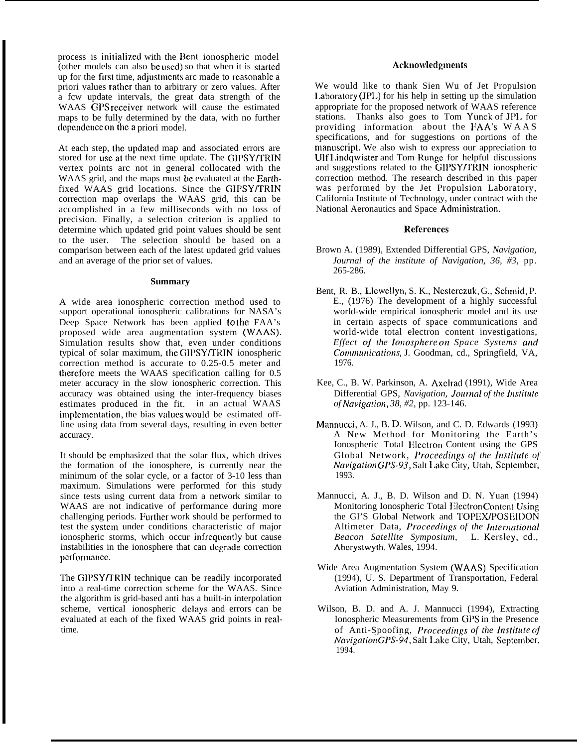process is initialized with the Bent ionospheric model (other models can also be used) so that when it is started up for the first time, adjustments are made to reasonable a priori values rather than to arbitrary or zero values. After a few update intervals, the great data strength of the WAAS GPS receiver network will cause the estimated maps to be fully determined by the data, with no further dependence on the a priori model.

At each step, the updated map and associated errors are stored for use at the next time update. The GIPSY/TRIN vertex points are not in general collocated with the WAAS grid, and the maps must be evaluated at the Earth-fixed WAAS grid locations. Since the GIPSY/TRIN correction map overlaps the WAAS grid, this can be accomplished in a few milliseconds with no loss of precision. Finally, a selection criterion is applied to determine which updated grid point values should be sent to the user. The selection should be based on a comparison between each of the latest updated grid values and an average of the prior set of values.

## Summary

A wide area ionospheric correction method used to support operational ionospheric calibrations for NASA's Deep Space Network has been applied to the FAA's proposed wide area augmentation system (WAAS). Simulation results show that, even under conditions typical of solar maximum, the GIPSY/TRIN ionospheric correction method is accurate to 0.25-0.5 meter and therefore meets the WAAS specification calling for 0.5 meter accuracy in the slow ionospheric correction. This accuracy was obtained using the inter-frequency biases estimates produced in the fit. in an actual WAAS implementation, the bias values would be estimated off-line using data from several days, resulting in even better accuracy.

It should be emphasized that the solar flux, which drives the formation of the ionosphere, is currently near the minimum of the solar cycle, or a factor of 3-10 less than maximum. Simulations were performed for this study since tests using current data from a network similar to WAAS are not indicative of performance during more challenging periods. Further work should be performed to test the system under conditions characteristic of major ionospheric storms, which occur infrequently but cause instabilities in the ionosphere that can degrade correction performance.

The GIPSY/TRIN technique can be readily incorporated into a real-time correction scheme for the WAAS. Since the algorithm is grid-based and has a built-in interpolation scheme, vertical ionospheric delays and errors can be evaluated at each of the fixed WAAS grid points in real-time.

## Acknowledgments

We would like to thank Sien Wu of Jet Propulsion Laboratory (JPL) for his help in setting up the simulation appropriate for the proposed network of WAAS reference stations. Thanks also goes to Tom Yunck of JPL for providing information about the FAA's WAAS specifications, and for suggestions on portions of the manuscript. We also wish to express our appreciation to Ulf Lindqwister and Tom Runge for helpful discussions and suggestions related to the GIPSY/TRIN ionospheric correction method. The research described in this paper was performed by the Jet Propulsion Laboratory, California Institute of Technology, under contract with the National Aeronautics and Space Administration.

## References

Brown A. (1989), Extended Differential GPS, *Navigation, Journal of the institute of Navigation, 36, #3,* pp. 265-286.

Bent, R. B., Llewellyn, S. K., Nesterczuk, G., Schmid, P. E., (1976) The development of a highly successful world-wide empirical ionospheric model and its use in certain aspects of space communications and world-wide total electron content investigations, *Effect of the Ionosphere on Space Systems and Communications*, J. Goodman, ed., Springfield, VA, 1976.

Kee, C., B. W. Parkinson, A. Axelrad (1991), Wide Area Differential GPS, *Navigation, Journal of the Institute of Navigation, 38, #2,* pp. 123-146.

Mannucci, A. J., B. D. Wilson, and C. D. Edwards (1993) A New Method for Monitoring the Earth's Ionospheric Total Electron Content using the GPS Global Network, *Proceedings of the Institute of Navigation GPS-93*, Salt Lake City, Utah, September, 1993.

Mannucci, A. J., B. D. Wilson and D. N. Yuan (1994) Monitoring Ionospheric Total Electron Content Using the GPS Global Network and TOPEX/POSEIDON Altimeter Data, *Proceedings of the International Beacon Satellite Symposium,* L. Kersley, ed., Aberystwyth, Wales, 1994.

Wide Area Augmentation System (WAAS) Specification (1994), U. S. Department of Transportation, Federal Aviation Administration, May 9.

Wilson, B. D. and A. J. Mannucci (1994), Extracting Ionospheric Measurements from GPS in the Presence of Anti-Spoofing, *Proceedings of the Institute of Navigation GPS-94*, Salt Lake City, Utah, September, 1994.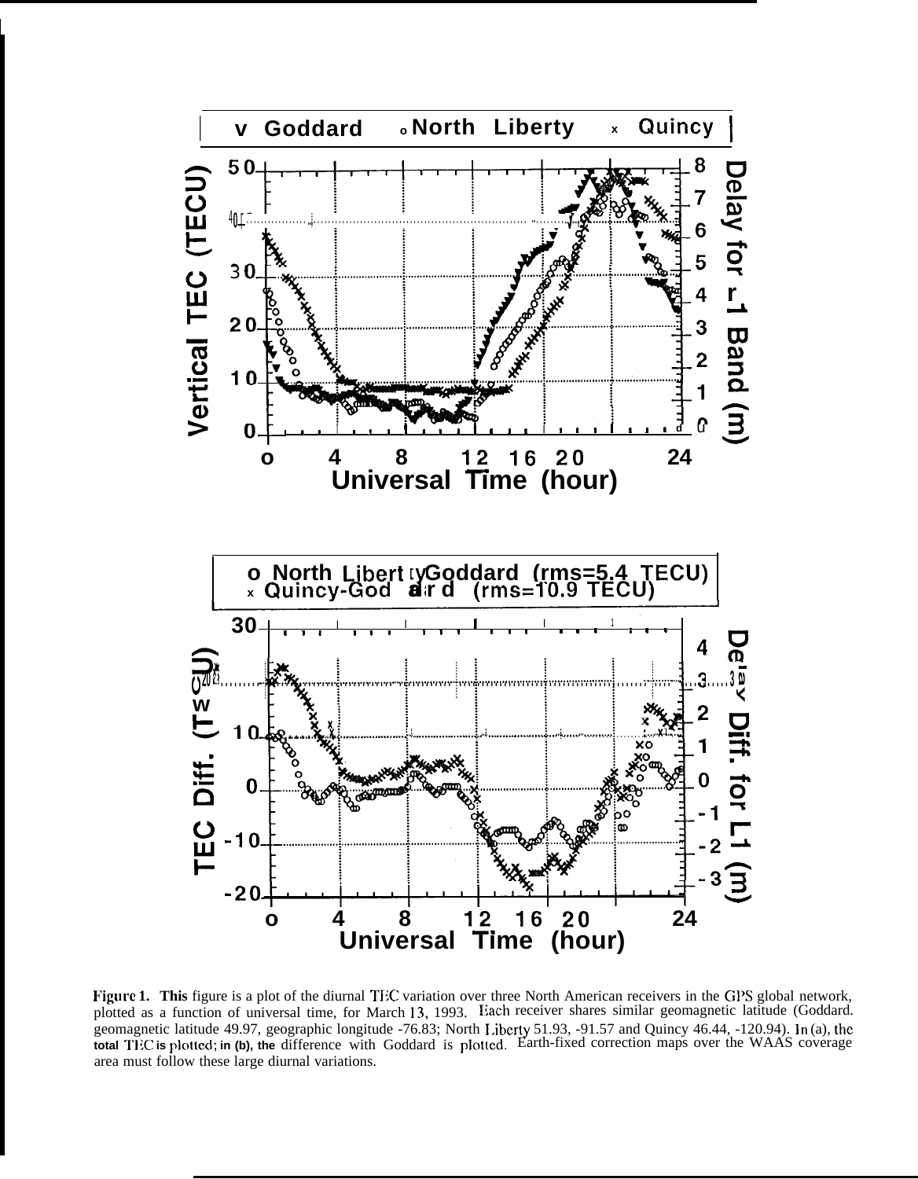**Figure 1.** This figure is a plot of the diurnal TEC variation over three North American receivers in the GPS global network, plotted as a function of universal time, for March 13, 1993. Each receiver shares similar geomagnetic latitude (Goddard. geomagnetic latitude 49.97, geographic longitude -76.83; North Liberty 51.93, -91.57 and Quincy 46.44, -120.94). In (a), the total TEC is plotted; in (b), the difference with Goddard is plotted. Earth-fixed correction maps over the WAAS coverage area must follow these large diurnal variations.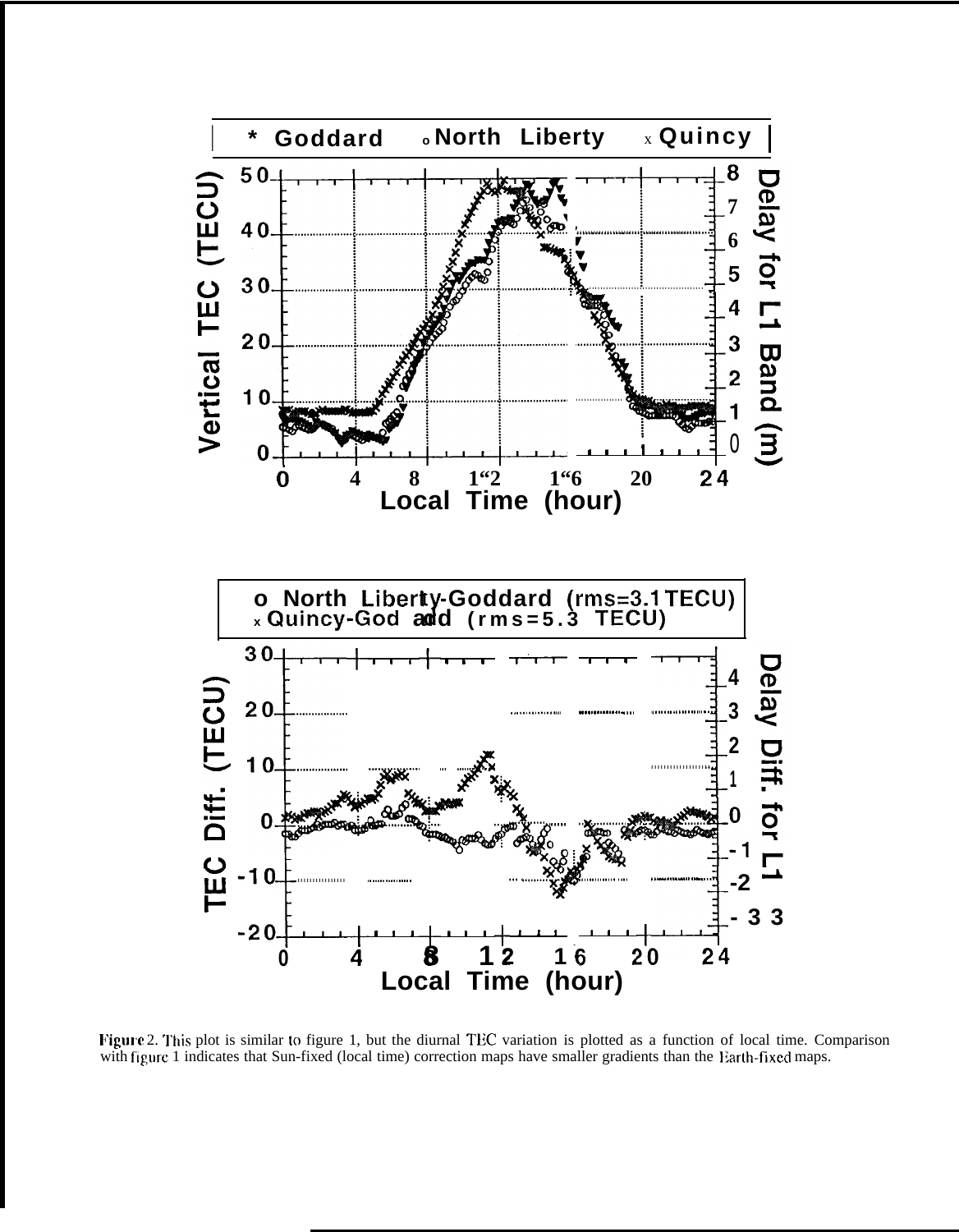Figure 2. This plot is similar to figure 1, but the diurnal TEC variation is plotted as a function of local time. Comparison with figure 1 indicates that Sun-fixed (local time) correction maps have smaller gradients than the Earth-fixed maps.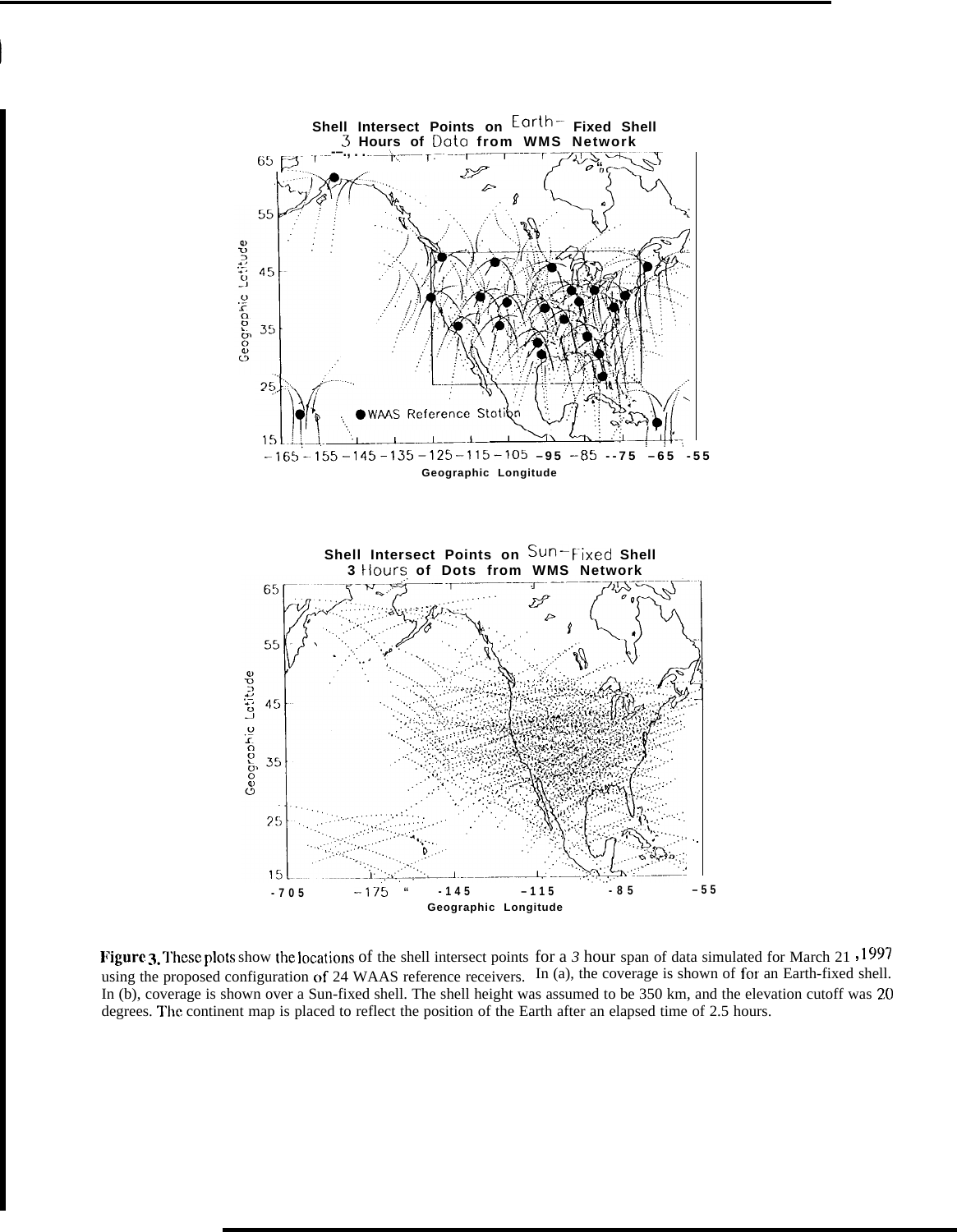**Figure 3.** These plots show the locations of the shell intersect points for a 3 hour span of data simulated for March 21, 1997 using the proposed configuration of 24 WAAS reference receivers. In (a), the coverage is shown of for an Earth-fixed shell. In (b), coverage is shown over a Sun-fixed shell. The shell height was assumed to be 350 km, and the elevation cutoff was 20 degrees. The continent map is placed to reflect the position of the Earth after an elapsed time of 2.5 hours.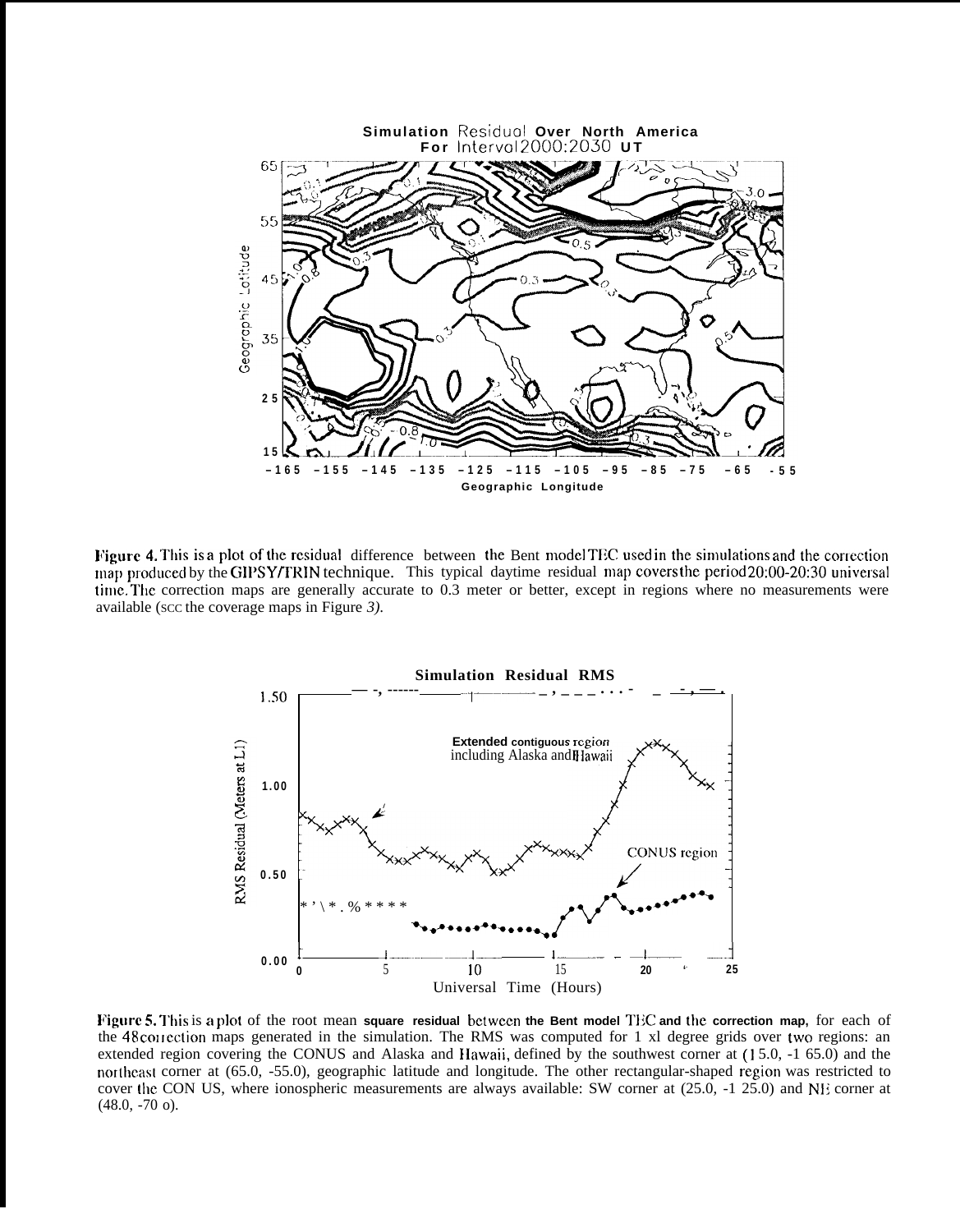**Figure 4.** This is a plot of the residual difference between the Bent model TEC used in the simulations and the correction map produced by the GIPSY/TRIN technique. This typical daytime residual map covers the period 20:00-20:30 universal time. The correction maps are generally accurate to 0.3 meter or better, except in regions where no measurements were available (see the coverage maps in Figure *3).*

**Figure 5.** This is a plot of the root mean **square residual** between **the Bent model** TEC **and** the **correction map,** for each of the 48 correction maps generated in the simulation. The RMS was computed for 1 x1 degree grids over two regions: an extended region covering the CONUS and Alaska and Hawaii, defined by the southwest corner at (15.0, -165.0) and the northeast corner at (65.0, -55.0), geographic latitude and longitude. The other rectangular-shaped region was restricted to cover the CON US, where ionospheric measurements are always available: SW corner at (25.0, -125.0) and NE corner at (48.0, -70 o).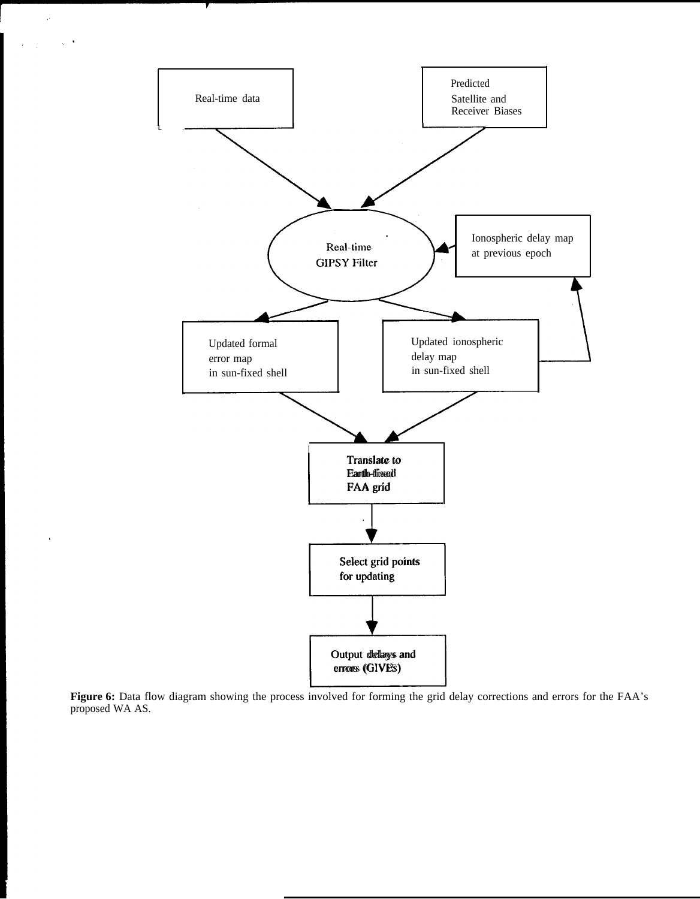Real-time data

Predicted
Satellite and
Receiver Biases

Real-time
GIPSY Filter

Ionospheric delay map
at previous epoch

Updated formal
error map
in sun-fixed shell

Updated ionospheric
delay map
in sun-fixed shell

Translate to
Earth-fixed
FAA grid

Select grid points
for updating

Output delays and
errors (GIVE's)

**Figure 6:** Data flow diagram showing the process involved for forming the grid delay corrections and errors for the FAA's proposed WA AS.